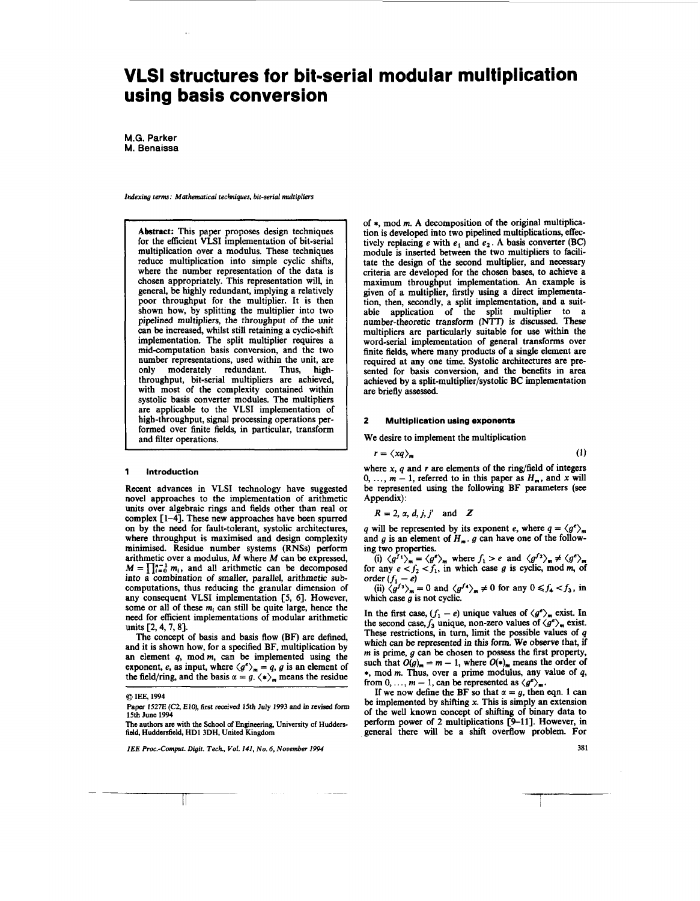# VLSI structures for bit-serial modular multiplication using basis conversion

M.G. Parker
M. Benaissa

*Indexing terms: Mathematical techniques, bit-serial multipliers*

**Abstract:** This paper proposes design techniques for the efficient VLSI implementation of bit-serial multiplication over a modulus. These techniques reduce multiplication into simple cyclic shifts, where the number representation of the data is chosen appropriately. This representation will, in general, be highly redundant, implying a relatively poor throughput for the multiplier. It is then shown how, by splitting the multiplier into two pipelined multipliers, the throughput of the unit can be increased, whilst still retaining a cyclic-shift implementation. The split multiplier requires a mid-computation basis conversion, and the two number representations, used within the unit, are only moderately redundant. Thus, high-throughput, bit-serial multipliers are achieved, with most of the complexity contained within systolic basis converter modules. The multipliers are applicable to the VLSI implementation of high-throughput, signal processing operations performed over finite fields, in particular, transform and filter operations.

## 1 Introduction

Recent advances in VLSI technology have suggested novel approaches to the implementation of arithmetic units over algebraic rings and fields other than real or complex [1–4]. These new approaches have been spurred on by the need for fault-tolerant, systolic architectures, where throughput is maximised and design complexity minimised. Residue number systems (RNSs) perform arithmetic over a modulus, $M$ where $M$ can be expressed, $M = \prod_{i=0}^{n-1} m_i$, and all arithmetic can be decomposed into a combination of smaller, parallel, arithmetic sub-computations, thus reducing the granular dimension of any consequent VLSI implementation [5, 6]. However, some or all of these $m_i$ can still be quite large, hence the need for efficient implementations of modular arithmetic units [2, 4, 7, 8].

The concept of basis and basis flow (BF) are defined, and it is shown how, for a specified BF, multiplication by an element $q$, mod $m$, can be implemented using the exponent, $e$, as input, where $\langle g^e \rangle_m = q$, $g$ is an element of the field/ring, and the basis $\alpha = g$. $\langle * \rangle_m$ means the residue of $*$, mod $m$. A decomposition of the original multiplication is developed into two pipelined multiplications, effectively replacing $e$ with $e_1$ and $e_2$. A basis converter (BC) module is inserted between the two multipliers to facilitate the design of the second multiplier, and necessary criteria are developed for the chosen bases, to achieve a maximum throughput implementation. An example is given of a multiplier, firstly using a direct implementation, then, secondly, a split implementation, and a suitable application of the split multiplier to a number-theoretic transform (NTT) is discussed. These multipliers are particularly suitable for use within the word-serial implementation of general transforms over finite fields, where many products of a single element are required at any one time. Systolic architectures are presented for basis conversion, and the benefits in area achieved by a split-multiplier/systolic BC implementation are briefly assessed.

© IEE, 1994

Paper 1527E (C2, E10), first received 15th July 1993 and in revised form 15th June 1994

The authors are with the School of Engineering, University of Huddersfield, Huddersfield, HD1 3DH, United Kingdom

## 2 Multiplication using exponents

We desire to implement the multiplication

$$r = \langle xq \rangle_m \tag{1}$$

where $x$, $q$ and $r$ are elements of the ring/field of integers $0, \ldots, m-1$, referred to in this paper as $H_m$, and $x$ will be represented using the following BF parameters (see Appendix):

$$R = 2, \alpha, d, j, j' \quad \text{and} \quad Z$$

$q$ will be represented by its exponent $e$, where $q = \langle g^e \rangle_m$ and $g$ is an element of $H_m$. $g$ can have one of the following two properties.

(i) $\langle g^{f_1} \rangle_m = \langle g^e \rangle_m$ where $f_1 > e$ and $\langle g^{f_2} \rangle_m \neq \langle g^e \rangle_m$ for any $e < f_2 < f_1$, in which case $g$ is cyclic, mod $m$, of order $(f_1 - e)$

(ii) $\langle g^{f_3} \rangle_m = 0$ and $\langle g^{f_4} \rangle_m \neq 0$ for any $0 \leqslant f_4 < f_3$, in which case $g$ is not cyclic.

In the first case, $(f_1 - e)$ unique values of $\langle g^e \rangle_m$ exist. In the second case, $f_3$ unique, non-zero values of $\langle g^e \rangle_m$ exist. These restrictions, in turn, limit the possible values of $q$ which can be represented in this form. We observe that, if $m$ is prime, $g$ can be chosen to possess the first property, such that $O(g)_m = m - 1$, where $O(*)_m$ means the order of $*$, mod $m$. Thus, over a prime modulus, any value of $q$, from $0, \ldots, m-1$, can be represented as $\langle g^e \rangle_m$.

If we now define the BF so that $\alpha = g$, then eqn. 1 can be implemented by shifting $x$. This is simply an extension of the well known concept of shifting of binary data to perform power of 2 multiplications [9–11]. However, in general there will be a shift overflow problem. For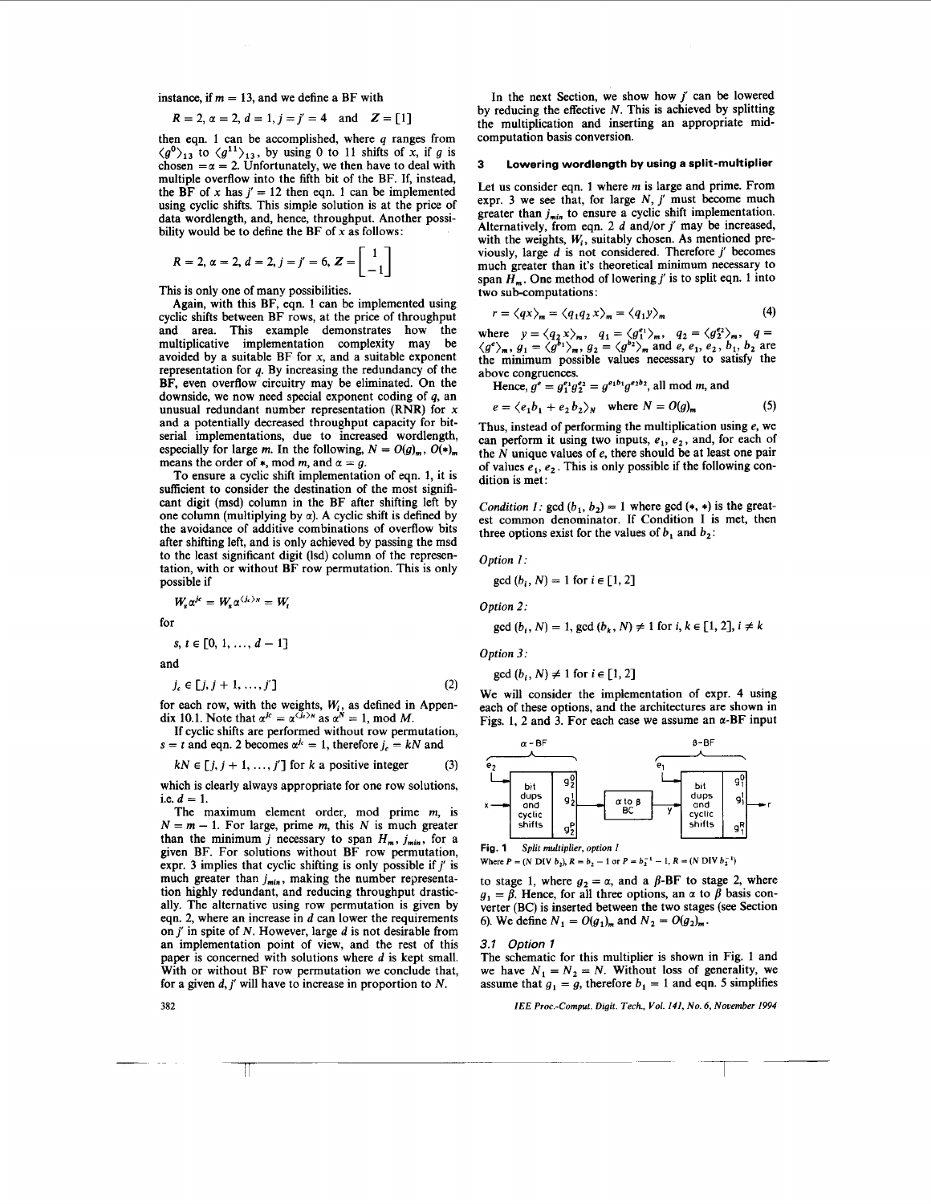instance, if $m = 13$, and we define a BF with

$$R = 2, \alpha = 2, d = 1, j = j' = 4 \quad \text{and} \quad Z = [1]$$

then eqn. 1 can be accomplished, where $q$ ranges from $\langle g^0 \rangle_{13}$ to $\langle g^{11} \rangle_{13}$, by using 0 to 11 shifts of $x$, if $g$ is chosen $= \alpha = 2$. Unfortunately, we then have to deal with multiple overflow into the fifth bit of the BF. If, instead, the BF of $x$ has $j' = 12$ then eqn. 1 can be implemented using cyclic shifts. This simple solution is at the price of data wordlength, and, hence, throughput. Another possibility would be to define the BF of $x$ as follows:

$$R = 2, \alpha = 2, d = 2, j = j' = 6, Z = \begin{bmatrix} 1 \\ -1 \end{bmatrix}$$

This is only one of many possibilities.

Again, with this BF, eqn. 1 can be implemented using cyclic shifts between BF rows, at the price of throughput and area. This example demonstrates how the multiplicative implementation complexity may be avoided by a suitable BF for $x$, and a suitable exponent representation for $q$. By increasing the redundancy of the BF, even overflow circuitry may be eliminated. On the downside, we now need special exponent coding of $q$, an unusual redundant number representation (RNR) for $x$ and a potentially decreased throughput capacity for bit-serial implementations, due to increased wordlength, especially for large $m$. In the following, $N = O(g)_m$, $O(*)_m$ means the order of $*$, mod $m$, and $\alpha = g$.

To ensure a cyclic shift implementation of eqn. 1, it is sufficient to consider the destination of the most significant digit (msd) column in the BF after shifting left by one column (multiplying by $\alpha$). A cyclic shift is defined by the avoidance of additive combinations of overflow bits after shifting left, and is only achieved by passing the msd to the least significant digit (lsd) column of the representation, with or without BF row permutation. This is only possible if

$$W_s \alpha^{j_c} = W_s \alpha^{\langle j_c \rangle_N} = W_t$$

for

$$s, t \in [0, 1, \ldots, d-1]$$

and

$$j_c \in [j, j+1, \ldots, j'] \tag{2}$$

for each row, with the weights, $W_i$, as defined in Appendix 10.1. Note that $\alpha^{j_c} = \alpha^{\langle j_c \rangle_N}$ as $\alpha^N = 1$, mod $M$.

If cyclic shifts are performed without row permutation, $s = t$ and eqn. 2 becomes $\alpha^{j_c} = 1$, therefore $j_c = kN$ and

$$kN \in [j, j+1, \ldots, j'] \text{ for } k \text{ a positive integer} \tag{3}$$

which is clearly always appropriate for one row solutions, i.e. $d = 1$.

The maximum element order, mod prime $m$, is $N = m - 1$. For large, prime $m$, this $N$ is much greater than the minimum $j$ necessary to span $H_m$, $j_{min}$, for a given BF. For solutions without BF row permutation, expr. 3 implies that cyclic shifting is only possible if $j'$ is much greater than $j_{min}$, making the number representation highly redundant, and reducing throughput drastically. The alternative using row permutation is given by eqn. 2, where an increase in $d$ can lower the requirements on $j'$ in spite of $N$. However, large $d$ is not desirable from an implementation point of view, and the rest of this paper is concerned with solutions where $d$ is kept small. With or without BF row permutation we conclude that, for a given $d$, $j'$ will have to increase in proportion to $N$.

In the next Section, we show how $j'$ can be lowered by reducing the effective $N$. This is achieved by splitting the multiplication and inserting an appropriate mid-computation basis conversion.

## 3 Lowering wordlength by using a split-multiplier

Let us consider eqn. 1 where $m$ is large and prime. From expr. 3 we see that, for large $N$, $j'$ must become much greater than $j_{min}$ to ensure a cyclic shift implementation. Alternatively, from eqn. 2 $d$ and/or $j'$ may be increased, with the weights, $W_i$, suitably chosen. As mentioned previously, large $d$ is not considered. Therefore $j'$ becomes much greater than it's theoretical minimum necessary to span $H_m$. One method of lowering $j'$ is to split eqn. 1 into two sub-computations:

$$r = \langle qx \rangle_m = \langle q_1 q_2 x \rangle_m = \langle q_1 y \rangle_m \tag{4}$$

where $y = \langle q_2 x \rangle_m$, $q_1 = \langle g_1^{e_1} \rangle_m$, $q_2 = \langle g_2^{e_2} \rangle_m$, $q = \langle g^e \rangle_m$, $g_1 = \langle g^{b_1} \rangle_m$, $g_2 = \langle g^{b_2} \rangle_m$ and $e$, $e_1$, $e_2$, $b_1$, $b_2$ are the minimum possible values necessary to satisfy the above congruences.

Hence, $g^e = g_1^{e_1} g_2^{e_2} = g^{e_1 b_1} g^{e_2 b_2}$, all mod $m$, and

$$e = \langle e_1 b_1 + e_2 b_2 \rangle_N \quad \text{where } N = O(g)_m \tag{5}$$

Thus, instead of performing the multiplication using $e$, we can perform it using two inputs, $e_1$, $e_2$, and, for each of the $N$ unique values of $e$, there should be at least one pair of values $e_1$, $e_2$. This is only possible if the following condition is met:

*Condition 1:* gcd $(b_1, b_2) = 1$ where gcd $(*, *)$ is the greatest common denominator. If Condition 1 is met, then three options exist for the values of $b_1$ and $b_2$:

*Option 1:*

gcd $(b_i, N) = 1$ for $i \in [1, 2]$

*Option 2:*

gcd $(b_i, N) = 1$, gcd $(b_k, N) \neq 1$ for $i, k \in [1, 2]$, $i \neq k$

*Option 3:*

gcd $(b_i, N) \neq 1$ for $i \in [1, 2]$

We will consider the implementation of expr. 4 using each of these options, and the architectures are shown in Figs. 1, 2 and 3. For each case we assume an $\alpha$-BF input

**Fig. 1** *Split multiplier, option 1*
Where $P = (N \text{ DIV } b_2)$, $R = b_2 - 1$ or $P = b_2^{-1} - 1$, $R = (N \text{ DIV } b_2^{-1})$

to stage 1, where $g_2 = \alpha$, and a $\beta$-BF to stage 2, where $g_1 = \beta$. Hence, for all three options, an $\alpha$ to $\beta$ basis converter (BC) is inserted between the two stages (see Section 6). We define $N_1 = O(g_1)_m$ and $N_2 = O(g_2)_m$.

### 3.1 Option 1

The schematic for this multiplier is shown in Fig. 1 and we have $N_1 = N_2 = N$. Without loss of generality, we assume that $g_1 = g$, therefore $b_1 = 1$ and eqn. 5 simplifies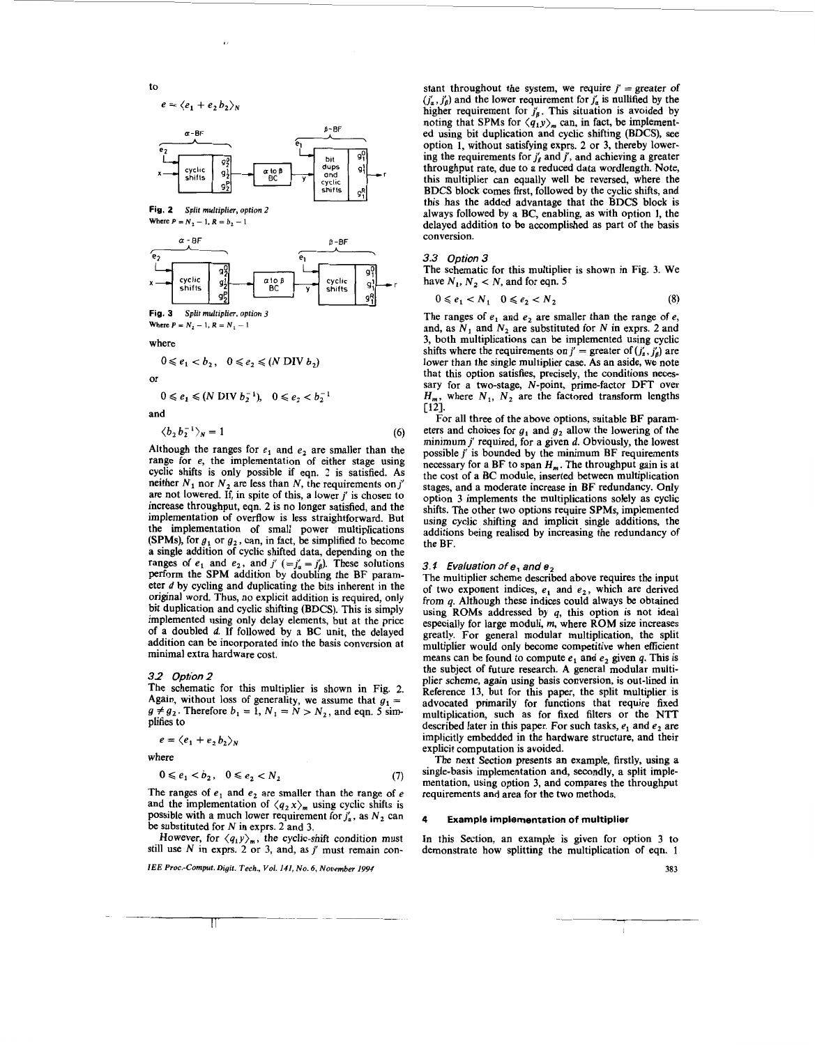to

$$e = \langle e_1 + e_2 b_2 \rangle_N$$

Fig. 2 *Split multiplier, option 2*
Where $P = N_2 - 1$, $R = b_2 - 1$

Fig. 3 *Split multiplier, option 3*
Where $P = N_2 - 1$, $R = N_1 - 1$

where

$$0 \leqslant e_1 < b_2, \quad 0 \leqslant e_2 \leqslant (N \text{ DIV } b_2)$$

or

$$0 \leqslant e_1 \leqslant (N \text{ DIV } b_2^{-1}), \quad 0 \leqslant e_2 < b_2^{-1}$$

and

$$\langle b_2 b_2^{-1} \rangle_N = 1 \tag{6}$$

Although the ranges for $e_1$ and $e_2$ are smaller than the range for $e$, the implementation of either stage using cyclic shifts is only possible if eqn. 2 is satisfied. As neither $N_1$ nor $N_2$ are less than $N$, the requirements on $j'$ are not lowered. If, in spite of this, a lower $j'$ is chosen to increase throughput, eqn. 2 is no longer satisfied, and the implementation of overflow is less straightforward. But the implementation of small power multiplications (SPMs), for $g_1$ or $g_2$, can, in fact, be simplified to become a single addition of cyclic shifted data, depending on the ranges of $e_1$ and $e_2$, and $j'$ $(=j'_\alpha = j'_\beta)$. These solutions perform the SPM addition by doubling the BF parameter $d$ by cycling and duplicating the bits inherent in the original word. Thus, no explicit addition is required, only bit duplication and cyclic shifting (BDCS). This is simply implemented using only delay elements, but at the price of a doubled $d$. If followed by a BC unit, the delayed addition can be incorporated into the basis conversion at minimal extra hardware cost.

### 3.2 Option 2

The schematic for this multiplier is shown in Fig. 2. Again, without loss of generality, we assume that $g_1 = g \neq g_2$. Therefore $b_1 = 1$, $N_1 = N > N_2$, and eqn. 5 simplifies to

$$e = \langle e_1 + e_2 b_2 \rangle_N$$

where

$$0 \leqslant e_1 < b_2, \quad 0 \leqslant e_2 < N_2 \tag{7}$$

The ranges of $e_1$ and $e_2$ are smaller than the range of $e$ and the implementation of $\langle q_2 x \rangle_m$ using cyclic shifts is possible with a much lower requirement for $j'_\alpha$, as $N_2$ can be substituted for $N$ in exprs. 2 and 3.

However, for $\langle q_1 y \rangle_m$, the cyclic-shift condition must still use $N$ in exprs. 2 or 3, and, as $j'$ must remain constant throughout the system, we require $j'$ = greater of $(j'_\alpha, j'_\beta)$ and the lower requirement for $j'_\alpha$ is nullified by the higher requirement for $j'_\beta$. This situation is avoided by noting that SPMs for $\langle q_1 y \rangle_m$ can, in fact, be implemented using bit duplication and cyclic shifting (BDCS), see option 1, without satisfying exprs. 2 or 3, thereby lowering the requirements for $j'_\beta$ and $j'$, and achieving a greater throughput rate, due to a reduced data wordlength. Note, this multiplier can equally well be reversed, where the BDCS block comes first, followed by the cyclic shifts, and this has the added advantage that the BDCS block is always followed by a BC, enabling, as with option 1, the delayed addition to be accomplished as part of the basis conversion.

### 3.3 Option 3

The schematic for this multiplier is shown in Fig. 3. We have $N_1, N_2 < N$, and for eqn. 5

$$0 \leqslant e_1 < N_1 \quad 0 \leqslant e_2 < N_2 \tag{8}$$

The ranges of $e_1$ and $e_2$ are smaller than the range of $e$, and, as $N_1$ and $N_2$ are substituted for $N$ in exprs. 2 and 3, both multiplications can be implemented using cyclic shifts where the requirements on $j'$ = greater of $(j'_\alpha, j'_\beta)$ are lower than the single multiplier case. As an aside, we note that this option satisfies, precisely, the conditions necessary for a two-stage, $N$-point, prime-factor DFT over $H_m$, where $N_1$, $N_2$ are the factored transform lengths [12].

For all three of the above options, suitable BF parameters and choices for $g_1$ and $g_2$ allow the lowering of the minimum $j'$ required, for a given $d$. Obviously, the lowest possible $j'$ is bounded by the minimum BF requirements necessary for a BF to span $H_m$. The throughput gain is at the cost of a BC module, inserted between multiplication stages, and a moderate increase in BF redundancy. Only option 3 implements the multiplications solely as cyclic shifts. The other two options require SPMs, implemented using cyclic shifting and implicit single additions, the additions being realised by increasing the redundancy of the BF.

### 3.4 Evaluation of $e_1$ and $e_2$

The multiplier scheme described above requires the input of two exponent indices, $e_1$ and $e_2$, which are derived from $q$. Although these indices could always be obtained using ROMs addressed by $q$, this option is not ideal especially for large moduli, $m$, where ROM size increases greatly. For general modular multiplication, the split multiplier would only become competitive when efficient means can be found to compute $e_1$ and $e_2$ given $q$. This is the subject of future research. A general modular multiplier scheme, again using basis conversion, is out-lined in Reference 13, but for this paper, the split multiplier is advocated primarily for functions that require fixed multiplication, such as for fixed filters or the NTT described later in this paper. For such tasks, $e_1$ and $e_2$ are implicitly embedded in the hardware structure, and their explicit computation is avoided.

The next Section presents an example, firstly, using a single-basis implementation and, secondly, a split implementation, using option 3, and compares the throughput requirements and area for the two methods.

## 4 Example implementation of multiplier

In this Section, an example is given for option 3 to demonstrate how splitting the multiplication of eqn. 1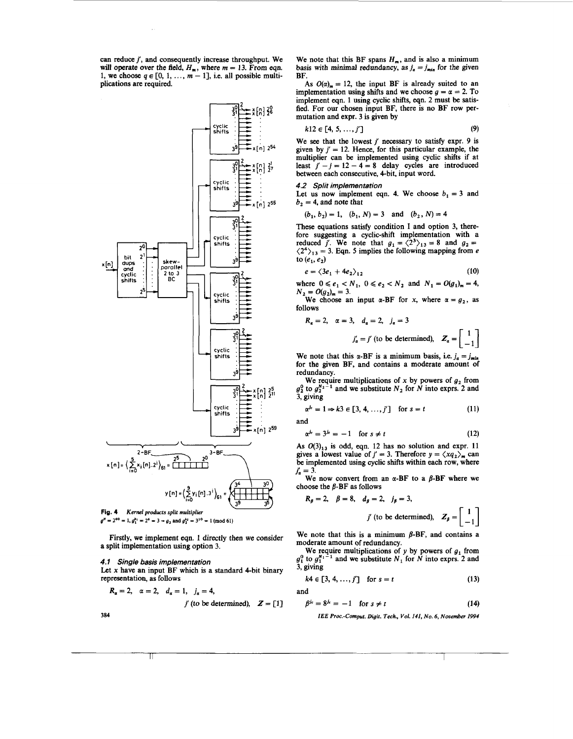can reduce $j'$, and consequently increase throughput. We will operate over the field, $H_m$, where $m = 13$. From eqn. 1, we choose $q \in [0, 1, \ldots, m-1]$, i.e. all possible multiplications are required.

Fig. 4 *Kernel products split multiplier*
$g^N = 2^{60} = 1$, $g_1^{N_1} = 2^6 = 3 = g_2$ and $g_2^{N_2} = 3^{10} = 1 \pmod{61}$

Firstly, we implement eqn. 1 directly then we consider a split implementation using option 3.

### 4.1 Single basis implementation

Let $x$ have an input BF which is a standard 4-bit binary representation, as follows

$$R_\alpha = 2, \quad \alpha = 2, \quad d_\alpha = 1, \quad j_\alpha = 4,$$
$$j' \text{ (to be determined)}, \quad \mathbf{Z} = [1]$$

We note that this BF spans $H_m$, and is also a minimum basis with minimal redundancy, as $j_\alpha = j_{min}$ for the given BF.

As $O(\alpha)_m = 12$, the input BF is already suited to an implementation using shifts and we choose $g = \alpha = 2$. To implement eqn. 1 using cyclic shifts, eqn. 2 must be satisfied. For our chosen input BF, there is no BF row permutation and expr. 3 is given by

$$k12 \in [4, 5, \ldots, j'] \tag{9}$$

We see that the lowest $j'$ necessary to satisfy expr. 9 is given by $j' = 12$. Hence, for this particular example, the multiplier can be implemented using cyclic shifts if at least $j' - j = 12 - 4 = 8$ delay cycles are introduced between each consecutive, 4-bit, input word.

### 4.2 Split implementation

Let us now implement eqn. 4. We choose $b_1 = 3$ and $b_2 = 4$, and note that

$$(b_1, b_2) = 1, \quad (b_1, N) = 3 \quad \text{and} \quad (b_2, N) = 4$$

These equations satisfy condition I and option 3, therefore suggesting a cyclic-shift implementation with a reduced $j'$. We note that $g_1 = \langle 2^3 \rangle_{13} = 8$ and $g_2 = \langle 2^4 \rangle_{13} = 3$. Eqn. 5 implies the following mapping from $e$ to $(e_1, e_2)$

$$e = \langle 3e_1 + 4e_2 \rangle_{12} \tag{10}$$

where $0 \leqslant e_1 < N_1$, $0 \leqslant e_2 < N_2$ and $N_1 = O(g_1)_m = 4$, $N_2 = O(g_2)_m = 3$.

We choose an input $\alpha$-BF for $x$, where $\alpha = g_2$, as follows

$$R_\alpha = 2, \quad \alpha = 3, \quad d_\alpha = 2, \quad j_\alpha = 3$$
$$j'_\alpha = j' \text{ (to be determined)}, \quad \mathbf{Z}_\alpha = \begin{bmatrix} 1 \\ -1 \end{bmatrix}$$

We note that this $\alpha$-BF is a minimum basis, i.e. $j_\alpha = j_{min}$ for the given BF, and contains a moderate amount of redundancy.

We require multiplications of $x$ by powers of $g_2$ from $g_2^0$ to $g_2^{N_2-1}$ and we substitute $N_2$ for $N$ into exprs. 2 and 3, giving

$$\alpha^{j_k} = 1 \Rightarrow k3 \in [3, 4, \ldots, j'] \quad \text{for } s = t \tag{11}$$

and

$$\alpha^{j_k} = 3^{j_k} = -1 \quad \text{for } s \neq t \tag{12}$$

As $O(3)_{13}$ is odd, eqn. 12 has no solution and expr. 11 gives a lowest value of $j' = 3$. Therefore $y = \langle xq_2 \rangle_m$ can be implemented using cyclic shifts within each row, where $j'_\alpha = 3$.

We now convert from an $\alpha$-BF to a $\beta$-BF where we choose the $\beta$-BF as follows

$$R_\beta = 2, \quad \beta = 8, \quad d_\beta = 2, \quad j_\beta = 3,$$
$$j' \text{ (to be determined)}, \quad \mathbf{Z}_\beta = \begin{bmatrix} 1 \\ -1 \end{bmatrix}$$

We note that this is a minimum $\beta$-BF, and contains a moderate amount of redundancy.

We require multiplications of $y$ by powers of $g_1$ from $g_1^0$ to $g_1^{N_1-1}$ and we substitute $N_1$ for $N$ into exprs. 2 and 3, giving

$$k4 \in [3, 4, \ldots, j'] \quad \text{for } s = t \tag{13}$$

and

$$\beta^{j_k} = 8^{j_k} = -1 \quad \text{for } s \neq t \tag{14}$$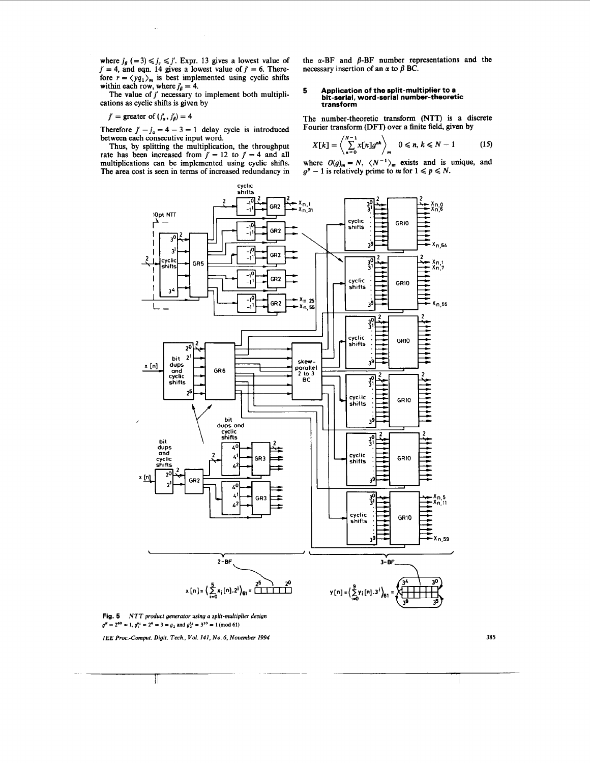where $j_\beta$ (= 3) $\leqslant j_c \leqslant j'$. Expr. 13 gives a lowest value of $j' = 4$, and eqn. 14 gives a lowest value of $j' = 6$. Therefore $r = \langle yq_1 \rangle_m$ is best implemented using cyclic shifts within each row, where $j'_\beta = 4$.

The value of $j'$ necessary to implement both multiplications as cyclic shifts is given by

$$j' = \text{greater of } (j'_\alpha, j'_\beta) = 4$$

Therefore $j' - j_\alpha = 4 - 3 = 1$ delay cycle is introduced between each consecutive input word.

Thus, by splitting the multiplication, the throughput rate has been increased from $j' = 12$ to $j' = 4$ and all multiplications can be implemented using cyclic shifts. The area cost is seen in terms of increased redundancy in the α-BF and β-BF number representations and the necessary insertion of an α to β BC.

## 5 Application of the split-multiplier to a bit-serial, word-serial number-theoretic transform

The number-theoretic transform (NTT) is a discrete Fourier transform (DFT) over a finite field, given by

$$X[k] = \left\langle \sum_{n=0}^{N-1} x[n] g^{nk} \right\rangle_m \qquad 0 \leqslant n, k \leqslant N - 1 \tag{15}$$

where $O(g)_m = N$, $\langle N^{-1} \rangle_m$ exists and is unique, and $g^p - 1$ is relatively prime to $m$ for $1 \leqslant p \leqslant N$.

**Fig. 5** *NTT product generator using a split-multiplier design*
$g^N = 2^{60} = 1$, $g_1^{k_1} = 2^6 = 3 = g_2$ and $g_2^{k_2} = 3^{10} = 1 \pmod{61}$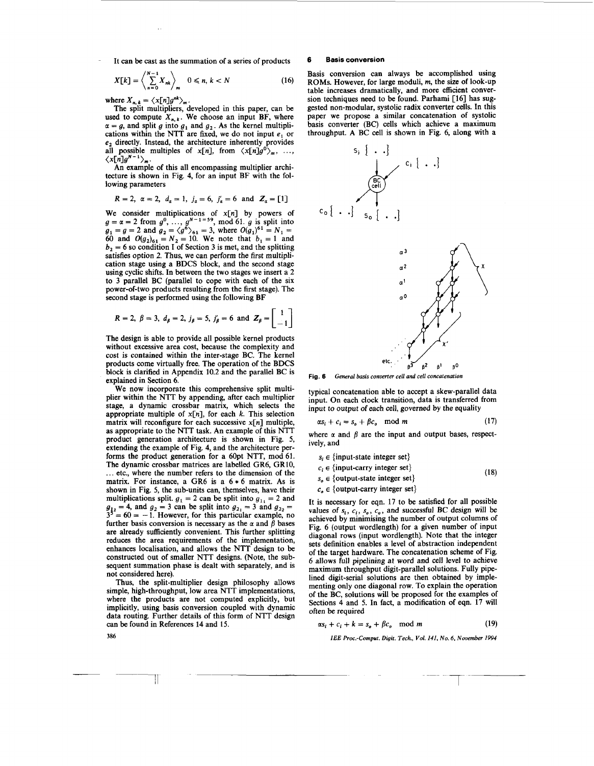It can be cast as the summation of a series of products

$$X[k] = \left\langle \sum_{n=0}^{N-1} X_{nk} \right\rangle_m \quad 0 \leqslant n, k < N \tag{16}$$

where $X_{n,k} = \langle x[n] g^{nk} \rangle_m$.

The split multipliers, developed in this paper, can be used to compute $X_{n,k}$. We choose an input BF, where $\alpha = g$, and split $g$ into $g_1$ and $g_2$. As the kernel multiplications within the NTT are fixed, we do not input $e_1$ or $e_2$ directly. Instead, the architecture inherently provides all possible multiples of $x[n]$, from $\langle x[n] g^0 \rangle_m, \ldots, \langle x[n] g^{N-1} \rangle_m$.

An example of this all encompassing multiplier architecture is shown in Fig. 4, for an input BF with the following parameters

$$R = 2, \; \alpha = 2, \; d_\alpha = 1, \; j_\alpha = 6, \; j'_\alpha = 6 \text{ and } \mathbf{Z}_\alpha = [1]$$

We consider multiplications of $x[n]$ by powers of $g = \alpha = 2$ from $g^0, \ldots, g^{N-1=59}$, mod 61. $g$ is split into $g_1 = g = 2$ and $g_2 = \langle g^6 \rangle_{61} = 3$, where $O(g_1)^{61} = N_1 = 60$ and $O(g_2)_{61} = N_2 = 10$. We note that $b_1 = 1$ and $b_2 = 6$ so condition I of Section 3 is met, and the splitting satisfies option 2. Thus, we can perform the first multiplication stage using a BDCS block, and the second stage using cyclic shifts. In between the two stages we insert a 2 to 3 parallel BC (parallel to cope with each of the six power-of-two products resulting from the first stage). The second stage is performed using the following BF

$$R = 2, \; \beta = 3, \; d_\beta = 2, \; j_\beta = 5, \; j'_\beta = 6 \text{ and } \mathbf{Z}_\beta = \begin{bmatrix} 1 \\ -1 \end{bmatrix}$$

The design is able to provide all possible kernel products without excessive area cost, because the complexity and cost is contained within the inter-stage BC. The kernel products come virtually free. The operation of the BDCS block is clarified in Appendix 10.2 and the parallel BC is explained in Section 6.

We now incorporate this comprehensive split multiplier within the NTT by appending, after each multiplier stage, a dynamic crossbar matrix, which selects the appropriate multiple of $x[n]$, for each $k$. This selection matrix will reconfigure for each successive $x[n]$ multiple, as appropriate to the NTT task. An example of this NTT product generation architecture is shown in Fig. 5, extending the example of Fig. 4, and the architecture performs the product generation for a 60pt NTT, mod 61. The dynamic crossbar matrices are labelled GR6, GR10, ... etc., where the number refers to the dimension of the matrix. For instance, a GR6 is a 6 * 6 matrix. As is shown in Fig. 5, the sub-units can, themselves, have their multiplications split. $g_1 = 2$ can be split into $g_{1_1} = 2$ and $g_{1_2} = 4$, and $g_2 = 3$ can be split into $g_{2_1} = 3$ and $g_{2_2} = 3^5 = 60 = -1$. However, for this particular example, no further basis conversion is necessary as the $\alpha$ and $\beta$ bases are already sufficiently convenient. This further splitting reduces the area requirements of the implementation, enhances localisation, and allows the NTT design to be constructed out of smaller NTT designs. (Note, the subsequent summation phase is dealt with separately, and is not considered here).

Thus, the split-multiplier design philosophy allows simple, high-throughput, low area NTT implementations, where the products are not computed explicitly, but implicitly, using basis conversion coupled with dynamic data routing. Further details of this form of NTT design can be found in References 14 and 15.

## 6 Basis conversion

Basis conversion can always be accomplished using ROMs. However, for large moduli, $m$, the size of look-up table increases dramatically, and more efficient conversion techniques need to be found. Parhami [16] has suggested non-modular, systolic radix converter cells. In this paper we propose a similar concatenation of systolic basis converter (BC) cells which achieve a maximum throughput. A BC cell is shown in Fig. 6, along with a typical concatenation able to accept a skew-parallel data input. On each clock transition, data is transferred from input to output of each cell, governed by the equality

**Fig. 6** *General basis converter cell and cell concatenation*

$$\alpha s_i + c_i = s_o + \beta c_o \mod m \tag{17}$$

where $\alpha$ and $\beta$ are the input and output bases, respectively, and

$$\begin{aligned} s_i &\in \{\text{input-state integer set}\} \\ c_i &\in \{\text{input-carry integer set}\} \\ s_o &\in \{\text{output-state integer set}\} \\ c_o &\in \{\text{output-carry integer set}\} \end{aligned} \tag{18}$$

It is necessary for eqn. 17 to be satisfied for all possible values of $s_i$, $c_i$, $s_o$, $c_o$, and successful BC design will be achieved by minimising the number of output columns of Fig. 6 (output wordlength) for a given number of input diagonal rows (input wordlength). Note that the integer sets definition enables a level of abstraction independent of the target hardware. The concatenation scheme of Fig. 6 allows full pipelining at word and cell level to achieve maximum throughput digit-parallel solutions. Fully pipelined digit-serial solutions are then obtained by implementing only one diagonal row. To explain the operation of the BC, solutions will be proposed for the examples of Sections 4 and 5. In fact, a modification of eqn. 17 will often be required

$$\alpha s_i + c_i + k = s_o + \beta c_o \mod m \tag{19}$$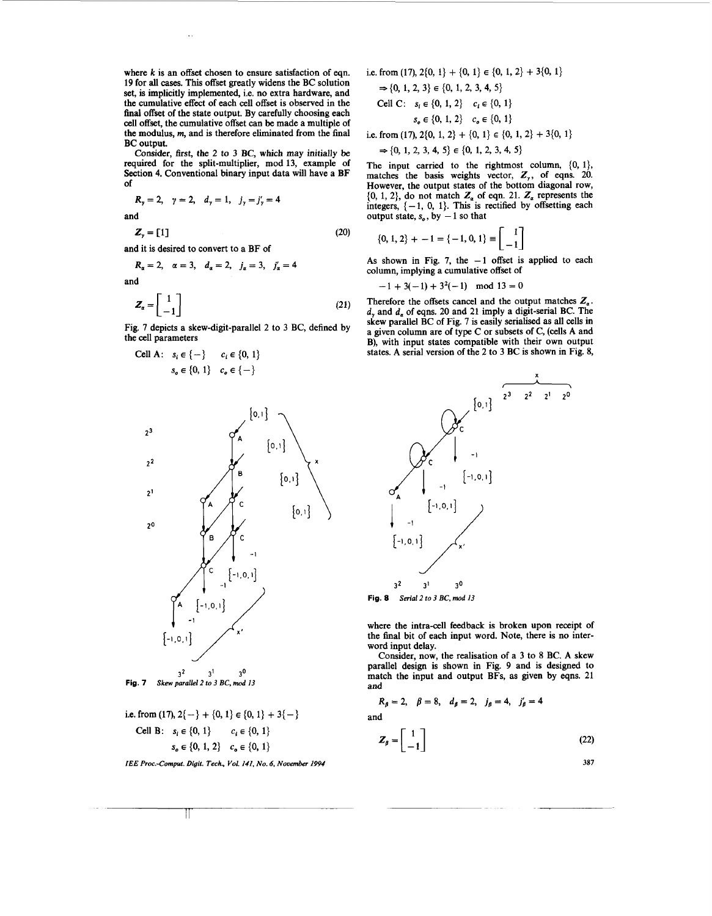where $k$ is an offset chosen to ensure satisfaction of eqn. 19 for all cases. This offset greatly widens the BC solution set, is implicitly implemented, i.e. no extra hardware, and the cumulative effect of each cell offset is observed in the final offset of the state output. By carefully choosing each cell offset, the cumulative offset can be made a multiple of the modulus, $m$, and is therefore eliminated from the final BC output.

Consider, first, the 2 to 3 BC, which may initially be required for the split-multiplier, mod 13, example of Section 4. Conventional binary input data will have a BF of

$$R_\gamma = 2, \quad \gamma = 2, \quad d_\gamma = 1, \quad j_\gamma = j'_\gamma = 4$$

and

$$Z_\gamma = [1] \tag{20}$$

and it is desired to convert to a BF of

$$R_\alpha = 2, \quad \alpha = 3, \quad d_\alpha = 2, \quad j_\alpha = 3, \quad j'_\alpha = 4$$

and

$$Z_\alpha = \begin{bmatrix} 1 \\ -1 \end{bmatrix} \tag{21}$$

Fig. 7 depicts a skew-digit-parallel 2 to 3 BC, defined by the cell parameters

Cell A: $s_i \in \{-\}$ $\quad c_i \in \{0, 1\}$

$s_o \in \{0, 1\}$ $\quad c_o \in \{-\}$

Fig. 7 *Skew parallel 2 to 3 BC, mod 13*

i.e. from (17), $2\{-\} + \{0, 1\} \in \{0, 1\} + 3\{-\}$

Cell B: $s_i \in \{0, 1\}$ $\quad c_i \in \{0, 1\}$

$s_o \in \{0, 1, 2\}$ $\quad c_o \in \{0, 1\}$

i.e. from (17), $2\{0, 1\} + \{0, 1\} \in \{0, 1, 2\} + 3\{0, 1\}$

$\Rightarrow \{0, 1, 2, 3\} \in \{0, 1, 2, 3, 4, 5\}$

Cell C: $s_i \in \{0, 1, 2\}$ $\quad c_i \in \{0, 1\}$

$s_o \in \{0, 1, 2\}$ $\quad c_o \in \{0, 1\}$

i.e. from (17), $2\{0, 1, 2\} + \{0, 1\} \in \{0, 1, 2\} + 3\{0, 1\}$

$\Rightarrow \{0, 1, 2, 3, 4, 5\} \in \{0, 1, 2, 3, 4, 5\}$

The input carried to the rightmost column, $\{0, 1\}$, matches the basis weights vector, $Z_\gamma$, of eqns. 20. However, the output states of the bottom diagonal row, $\{0, 1, 2\}$, do not match $Z_\alpha$ of eqn. 21. $Z_\alpha$ represents the integers, $\{-1, 0, 1\}$. This is rectified by offsetting each output state, $s_o$, by $-1$ so that

$$\{0, 1, 2\} + -1 = \{-1, 0, 1\} \equiv \begin{bmatrix} 1 \\ -1 \end{bmatrix}$$

As shown in Fig. 7, the $-1$ offset is applied to each column, implying a cumulative offset of

$$-1 + 3(-1) + 3^2(-1) \mod 13 = 0$$

Therefore the offsets cancel and the output matches $Z_\alpha$. $d_\gamma$ and $d_\alpha$ of eqns. 20 and 21 imply a digit-serial BC. The skew parallel BC of Fig. 7 is easily serialised as all cells in a given column are of type C or subsets of C, (cells A and B), with input states compatible with their own output states. A serial version of the 2 to 3 BC is shown in Fig. 8,

Fig. 8 *Serial 2 to 3 BC, mod 13*

where the intra-cell feedback is broken upon receipt of the final bit of each input word. Note, there is no inter-word input delay.

Consider, now, the realisation of a 3 to 8 BC. A skew parallel design is shown in Fig. 9 and is designed to match the input and output BFs, as given by eqns. 21 and

$$R_\beta = 2, \quad \beta = 8, \quad d_\beta = 2, \quad j_\beta = 4, \quad j'_\beta = 4$$

and

$$Z_\beta = \begin{bmatrix} 1 \\ -1 \end{bmatrix} \tag{22}$$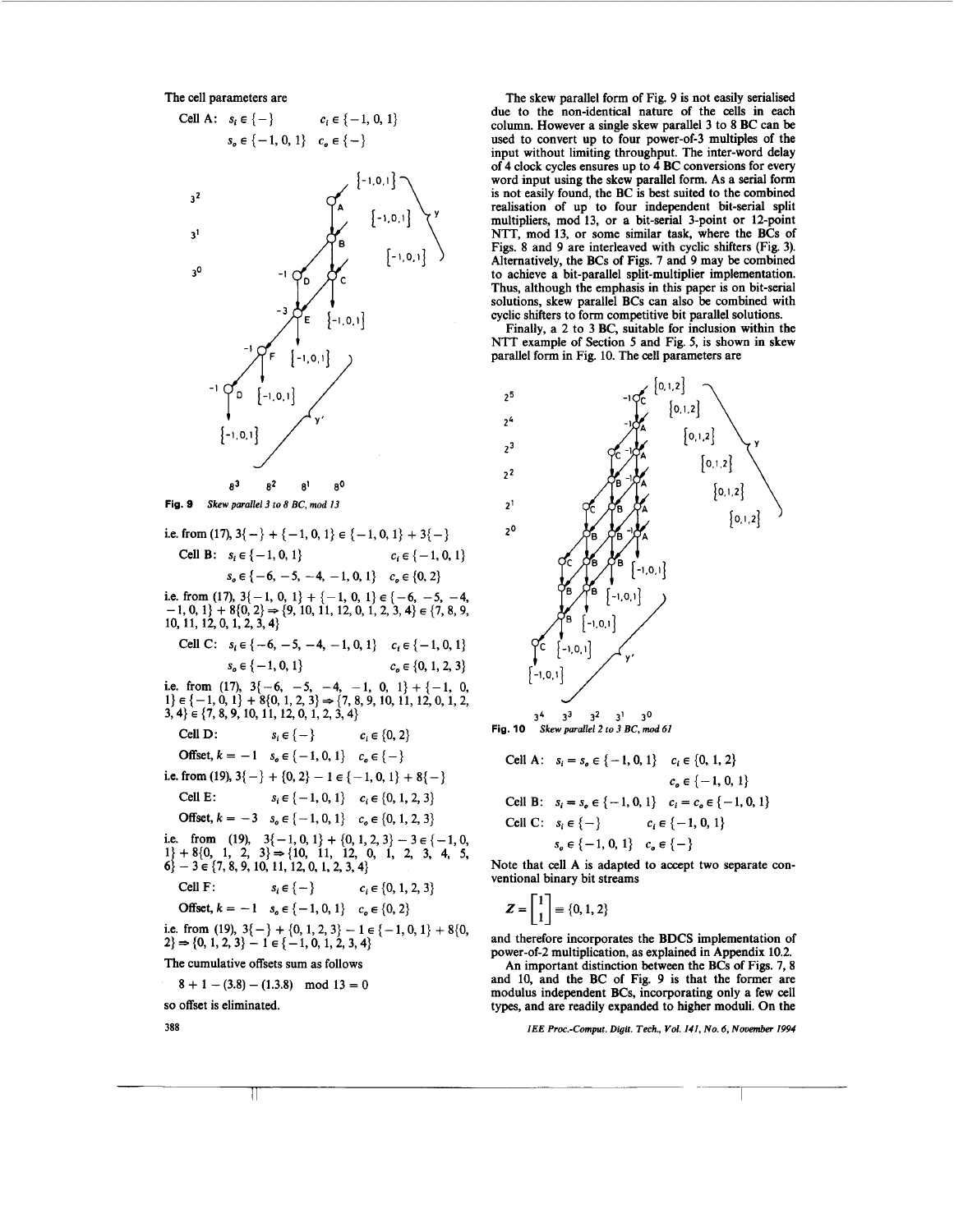The cell parameters are

Cell A: $s_i \in \{-\}$ $\quad c_i \in \{-1, 0, 1\}$

$s_o \in \{-1, 0, 1\}$ $\quad c_o \in \{-\}$

Fig. 9 *Skew parallel 3 to 8 BC, mod 13*

i.e. from (17), $3\{-\} + \{-1, 0, 1\} \in \{-1, 0, 1\} + 3\{-\}$

Cell B: $s_i \in \{-1, 0, 1\}$ $\quad c_i \in \{-1, 0, 1\}$

$s_o \in \{-6, -5, -4, -1, 0, 1\}$ $\quad c_o \in \{0, 2\}$

i.e. from (17), $3\{-1, 0, 1\} + \{-1, 0, 1\} \in \{-6, -5, -4, -1, 0, 1\} + 8\{0, 2\} \Rightarrow \{9, 10, 11, 12, 0, 1, 2, 3, 4\} \in \{7, 8, 9, 10, 11, 12, 0, 1, 2, 3, 4\}$

Cell C: $s_i \in \{-6, -5, -4, -1, 0, 1\}$ $\quad c_i \in \{-1, 0, 1\}$

$s_o \in \{-1, 0, 1\}$ $\quad c_o \in \{0, 1, 2, 3\}$

i.e. from (17), $3\{-6, -5, -4, -1, 0, 1\} + \{-1, 0, 1\} \in \{-1, 0, 1\} + 8\{0, 1, 2, 3\} \Rightarrow \{7, 8, 9, 10, 11, 12, 0, 1, 2, 3, 4\} \in \{7, 8, 9, 10, 11, 12, 0, 1, 2, 3, 4\}$

Cell D: $\quad s_i \in \{-\}$ $\quad c_i \in \{0, 2\}$

Offset, $k = -1$ $\quad s_o \in \{-1, 0, 1\}$ $\quad c_o \in \{-\}$

i.e. from (19), $3\{-\} + \{0, 2\} - 1 \in \{-1, 0, 1\} + 8\{-\}$

Cell E: $\quad s_i \in \{-1, 0, 1\}$ $\quad c_i \in \{0, 1, 2, 3\}$

Offset, $k = -3$ $\quad s_o \in \{-1, 0, 1\}$ $\quad c_o \in \{0, 1, 2, 3\}$

i.e. from (19), $3\{-1, 0, 1\} + \{0, 1, 2, 3\} - 3 \in \{-1, 0, 1\} + 8\{0, 1, 2, 3\} \Rightarrow \{10, 11, 12, 0, 1, 2, 3, 4, 5, 6\} - 3 \in \{7, 8, 9, 10, 11, 12, 0, 1, 2, 3, 4\}$

Cell F: $\quad s_i \in \{-\}$ $\quad c_i \in \{0, 1, 2, 3\}$

Offset, $k = -1$ $\quad s_o \in \{-1, 0, 1\}$ $\quad c_o \in \{0, 2\}$

i.e. from (19), $3\{-\} + \{0, 1, 2, 3\} - 1 \in \{-1, 0, 1\} + 8\{0, 2\} \Rightarrow \{0, 1, 2, 3\} - 1 \in \{-1, 0, 1, 2, 3, 4\}$

The cumulative offsets sum as follows

$$8 + 1 - (3.8) - (1.3.8) \mod 13 = 0$$

so offset is eliminated.

The skew parallel form of Fig. 9 is not easily serialised due to the non-identical nature of the cells in each column. However a single skew parallel 3 to 8 BC can be used to convert up to four power-of-3 multiples of the input without limiting throughput. The inter-word delay of 4 clock cycles ensures up to 4 BC conversions for every word input using the skew parallel form. As a serial form is not easily found, the BC is best suited to the combined realisation of up to four independent bit-serial split multipliers, mod 13, or a bit-serial 3-point or 12-point NTT, mod 13, or some similar task, where the BCs of Figs. 8 and 9 are interleaved with cyclic shifters (Fig. 3). Alternatively, the BCs of Figs. 7 and 9 may be combined to achieve a bit-parallel split-multiplier implementation. Thus, although the emphasis in this paper is on bit-serial solutions, skew parallel BCs can also be combined with cyclic shifters to form competitive bit parallel solutions.

Finally, a 2 to 3 BC, suitable for inclusion within the NTT example of Section 5 and Fig. 5, is shown in skew parallel form in Fig. 10. The cell parameters are

Fig. 10 *Skew parallel 2 to 3 BC, mod 61*

Cell A: $s_i = s_o \in \{-1, 0, 1\}$ $\quad c_i \in \{0, 1, 2\}$

$c_o \in \{-1, 0, 1\}$

Cell B: $s_i = s_o \in \{-1, 0, 1\}$ $\quad c_i = c_o \in \{-1, 0, 1\}$

Cell C: $s_i \in \{-\}$ $\quad c_i \in \{-1, 0, 1\}$

$s_o \in \{-1, 0, 1\}$ $\quad c_o \in \{-\}$

Note that cell A is adapted to accept two separate conventional binary bit streams

$$Z = \begin{bmatrix} 1 \\ 1 \end{bmatrix} \equiv \{0, 1, 2\}$$

and therefore incorporates the BDCS implementation of power-of-2 multiplication, as explained in Appendix 10.2.

An important distinction between the BCs of Figs. 7, 8 and 10, and the BC of Fig. 9 is that the former are modulus independent BCs, incorporating only a few cell types, and are readily expanded to higher moduli. On the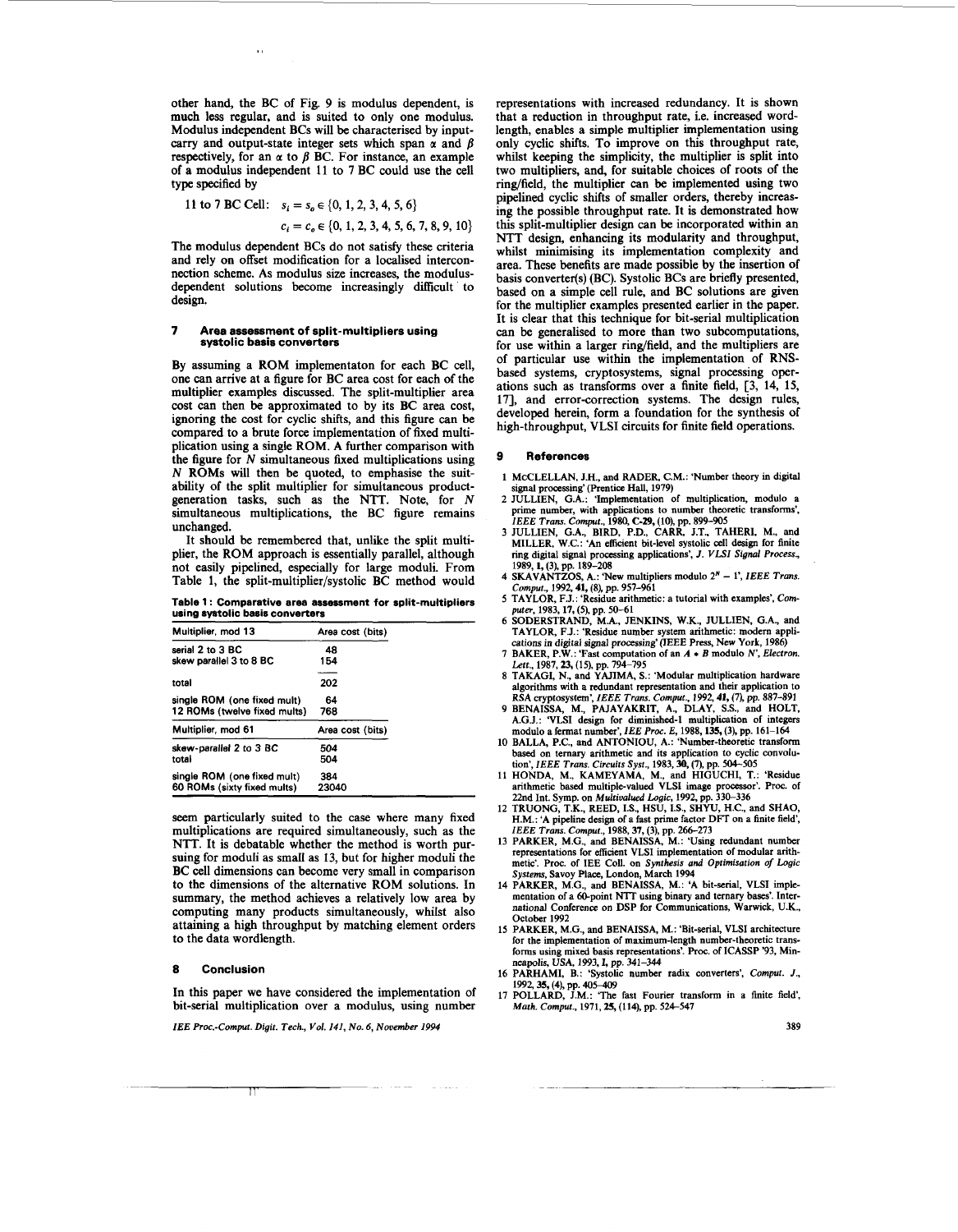other hand, the BC of Fig. 9 is modulus dependent, is much less regular, and is suited to only one modulus. Modulus independent BCs will be characterised by input-carry and output-state integer sets which span $\alpha$ and $\beta$ respectively, for an $\alpha$ to $\beta$ BC. For instance, an example of a modulus independent 11 to 7 BC could use the cell type specified by

$$\text{11 to 7 BC Cell:} \quad s_i = s_o \in \{0, 1, 2, 3, 4, 5, 6\}$$

$$c_i = c_o \in \{0, 1, 2, 3, 4, 5, 6, 7, 8, 9, 10\}$$

The modulus dependent BCs do not satisfy these criteria and rely on offset modification for a localised interconnection scheme. As modulus size increases, the modulus-dependent solutions become increasingly difficult to design.

## 7 Area assessment of split-multipliers using systolic basis converters

By assuming a ROM implementaton for each BC cell, one can arrive at a figure for BC area cost for each of the multiplier examples discussed. The split-multiplier area cost can then be approximated to by its BC area cost, ignoring the cost for cyclic shifts, and this figure can be compared to a brute force implementation of fixed multiplication using a single ROM. A further comparison with the figure for $N$ simultaneous fixed multiplications using $N$ ROMs will then be quoted, to emphasise the suitability of the split multiplier for simultaneous product-generation tasks, such as the NTT. Note, for $N$ simultaneous multiplications, the BC figure remains unchanged.

It should be remembered that, unlike the split multiplier, the ROM approach is essentially parallel, although not easily pipelined, especially for large moduli. From Table 1, the split-multiplier/systolic BC method would

**Table 1: Comparative area assessment for split-multipliers using systolic basis converters**

| Multiplier, mod 13 | Area cost (bits) |
|---|---|
| serial 2 to 3 BC | 48 |
| skew parallel 3 to 8 BC | 154 |
| total | 202 |
| single ROM (one fixed mult) | 64 |
| 12 ROMs (twelve fixed mults) | 768 |
| **Multiplier, mod 61** | **Area cost (bits)** |
| skew-parallel 2 to 3 BC | 504 |
| total | 504 |
| single ROM (one fixed mult) | 384 |
| 60 ROMs (sixty fixed mults) | 23040 |

seem particularly suited to the case where many fixed multiplications are required simultaneously, such as the NTT. It is debatable whether the method is worth pursuing for moduli as small as 13, but for higher moduli the BC cell dimensions can become very small in comparison to the dimensions of the alternative ROM solutions. In summary, the method achieves a relatively low area by computing many products simultaneously, whilst also attaining a high throughput by matching element orders to the data wordlength.

## 8 Conclusion

In this paper we have considered the implementation of bit-serial multiplication over a modulus, using number representations with increased redundancy. It is shown that a reduction in throughput rate, i.e. increased word-length, enables a simple multiplier implementation using only cyclic shifts. To improve on this throughput rate, whilst keeping the simplicity, the multiplier is split into two multipliers, and, for suitable choices of roots of the ring/field, the multiplier can be implemented using two pipelined cyclic shifts of smaller orders, thereby increasing the possible throughput rate. It is demonstrated how this split-multiplier design can be incorporated within an NTT design, enhancing its modularity and throughput, whilst minimising its implementation complexity and area. These benefits are made possible by the insertion of basis converter(s) (BC). Systolic BCs are briefly presented, based on a simple cell rule, and BC solutions are given for the multiplier examples presented earlier in the paper. It is clear that this technique for bit-serial multiplication can be generalised to more than two subcomputations, for use within a larger ring/field, and the multipliers are of particular use within the implementation of RNS-based systems, cryptosystems, signal processing operations such as transforms over a finite field, [3, 14, 15, 17], and error-correction systems. The design rules, developed herein, form a foundation for the synthesis of high-throughput, VLSI circuits for finite field operations.

## 9 References

1 McCLELLAN, J.H., and RADER, C.M.: 'Number theory in digital signal processing' (Prentice Hall, 1979)

2 JULLIEN, G.A.: 'Implementation of multiplication, modulo a prime number, with applications to number theoretic transforms', *IEEE Trans. Comput.*, 1980, **C-29**, (10), pp. 899–905

3 JULLIEN, G.A., BIRD, P.D., CARR, J.T., TAHERI, M., and MILLER, W.C.: 'An efficient bit-level systolic cell design for finite ring digital signal processing applications', *J. VLSI Signal Process.*, 1989, **1**, (3), pp. 189–208

4 SKAVANTZOS, A.: 'New multipliers modulo $2^N - 1$', *IEEE Trans. Comput.*, 1992, **41**, (8), pp. 957–961

5 TAYLOR, F.J.: 'Residue arithmetic: a tutorial with examples', *Computer*, 1983, **17**, (5), pp. 50–61

6 SODERSTRAND, M.A., JENKINS, W.K., JULLIEN, G.A., and TAYLOR, F.J.: 'Residue number system arithmetic: modern applications in digital signal processing' (IEEE Press, New York, 1986)

7 BAKER, P.W.: 'Fast computation of an $A * B$ modulo $N$', *Electron. Lett.*, 1987, **23**, (15), pp. 794–795

8 TAKAGI, N., and YAJIMA, S.: 'Modular multiplication hardware algorithms with a redundant representation and their application to RSA cryptosystem', *IEEE Trans. Comput.*, 1992, **41**, (7), pp. 887–891

9 BENAISSA, M., PAJAYAKRIT, A., DLAY, S.S., and HOLT, A.G.J.: 'VLSI design for diminished-1 multiplication of integers modulo a fermat number', *IEE Proc. E*, 1988, **135**, (3), pp. 161–164

10 BALLA, P.C., and ANTONIOU, A.: 'Number-theoretic transform based on ternary arithmetic and its application to cyclic convolution', *IEEE Trans. Circuits Syst.*, 1983, **30**, (7), pp. 504–505

11 HONDA, M., KAMEYAMA, M., and HIGUCHI, T.: 'Residue arithmetic based multiple-valued VLSI image processor'. Proc. of 22nd Int. Symp. on *Multivalued Logic*, 1992, pp. 330–336

12 TRUONG, T.K., REED, I.S., HSU, I.S., SHYU, H.C., and SHAO, H.M.: 'A pipeline design of a fast prime factor DFT on a finite field', *IEEE Trans. Comput.*, 1988, **37**, (3), pp. 266–273

13 PARKER, M.G., and BENAISSA, M.: 'Using redundant number representations for efficient VLSI implementation of modular arithmetic'. Proc. of IEE Coll. on *Synthesis and Optimisation of Logic Systems*, Savoy Place, London, March 1994

14 PARKER, M.G., and BENAISSA, M.: 'A bit-serial, VLSI implementation of a 60-point NTT using binary and ternary bases'. International Conference on DSP for Communications, Warwick, U.K., October 1992

15 PARKER, M.G., and BENAISSA, M.: 'Bit-serial, VLSI architecture for the implementation of maximum-length number-theoretic transforms using mixed basis representations'. Proc. of ICASSP '93, Minneapolis, USA, 1993, **I**, pp. 341–344

16 PARHAMI, B.: 'Systolic number radix converters', *Comput. J.*, 1992, **35**, (4), pp. 405–409

17 POLLARD, J.M.: 'The fast Fourier transform in a finite field', *Math. Comput.*, 1971, **25**, (114), pp. 524–547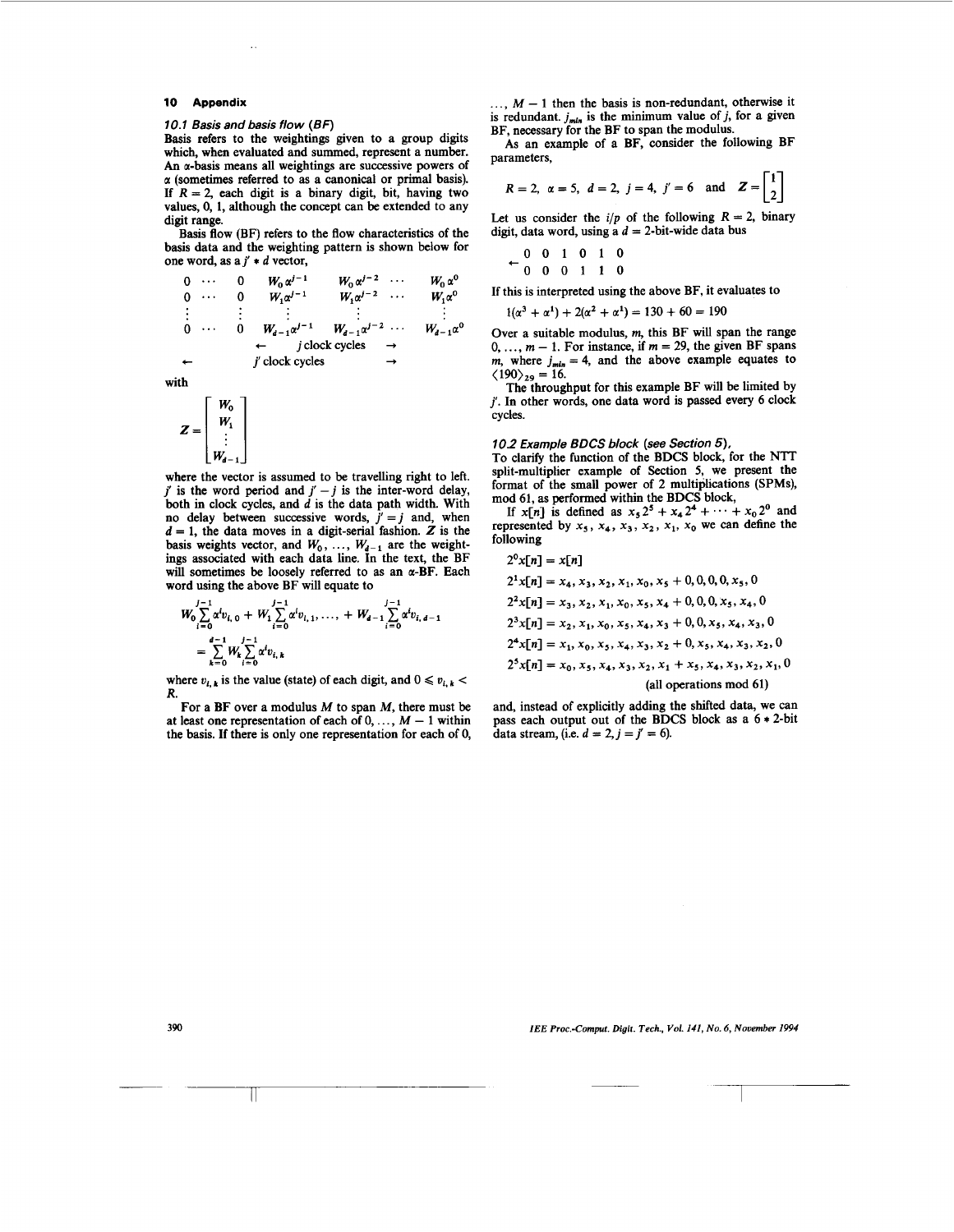## 10 Appendix

### 10.1 Basis and basis flow (BF)

Basis refers to the weightings given to a group digits which, when evaluated and summed, represent a number. An $\alpha$-basis means all weightings are successive powers of $\alpha$ (sometimes referred to as a canonical or primal basis). If $R = 2$, each digit is a binary digit, bit, having two values, 0, 1, although the concept can be extended to any digit range.

Basis flow (BF) refers to the flow characteristics of the basis data and the weighting pattern is shown below for one word, as a $j' * d$ vector,

$$
\begin{array}{ccccccc}
0 & \cdots & 0 & W_0\alpha^{j-1} & W_0\alpha^{j-2} & \cdots & W_0\alpha^0 \\
0 & \cdots & 0 & W_1\alpha^{j-1} & W_1\alpha^{j-2} & \cdots & W_1\alpha^0 \\
\vdots & & \vdots & \vdots & \vdots & & \vdots \\
0 & \cdots & 0 & W_{d-1}\alpha^{j-1} & W_{d-1}\alpha^{j-2} & \cdots & W_{d-1}\alpha^0 \\
 & & & \leftarrow & j \text{ clock cycles} & \rightarrow & \\
\leftarrow & & & j' \text{ clock cycles} & & \rightarrow &
\end{array}
$$

with

$$
Z = \begin{bmatrix} W_0 \\ W_1 \\ \vdots \\ W_{d-1} \end{bmatrix}
$$

where the vector is assumed to be travelling right to left. $j'$ is the word period and $j' - j$ is the inter-word delay, both in clock cycles, and $d$ is the data path width. With no delay between successive words, $j' = j$ and, when $d = 1$, the data moves in a digit-serial fashion. $Z$ is the basis weights vector, and $W_0, \ldots, W_{d-1}$ are the weightings associated with each data line. In the text, the BF will sometimes be loosely referred to as an $\alpha$-BF. Each word using the above BF will equate to

$$
W_0 \sum_{i=0}^{j-1} \alpha^i v_{i,0} + W_1 \sum_{i=0}^{j-1} \alpha^i v_{i,1}, \ldots, + W_{d-1} \sum_{i=0}^{j-1} \alpha^i v_{i,d-1}
$$

$$
= \sum_{k=0}^{d-1} W_k \sum_{i=0}^{j-1} \alpha^i v_{i,k}
$$

where $v_{i,k}$ is the value (state) of each digit, and $0 \leqslant v_{i,k} < R$.

For a BF over a modulus $M$ to span $M$, there must be at least one representation of each of $0, \ldots, M-1$ within the basis. If there is only one representation for each of $0, \ldots, M-1$ then the basis is non-redundant, otherwise it is redundant. $j_{min}$ is the minimum value of $j$, for a given BF, necessary for the BF to span the modulus.

As an example of a BF, consider the following BF parameters,

$$
R = 2, \ \alpha = 5, \ d = 2, \ j = 4, \ j' = 6 \ \text{ and } \ Z = \begin{bmatrix} 1 \\ 2 \end{bmatrix}
$$

Let us consider the i/p of the following $R = 2$, binary digit, data word, using a $d$ = 2-bit-wide data bus

$$
\leftarrow \begin{array}{cccccc} 0 & 0 & 1 & 0 & 1 & 0 \\ 0 & 0 & 0 & 1 & 1 & 0 \end{array}
$$

If this is interpreted using the above BF, it evaluates to

$$
1(\alpha^3 + \alpha^1) + 2(\alpha^2 + \alpha^1) = 130 + 60 = 190
$$

Over a suitable modulus, $m$, this BF will span the range $0, \ldots, m-1$. For instance, if $m = 29$, the given BF spans $m$, where $j_{min} = 4$, and the above example equates to $\langle 190 \rangle_{29} = 16$.

The throughput for this example BF will be limited by $j'$. In other words, one data word is passed every 6 clock cycles.

### 10.2 Example BDCS block (see Section 5).

To clarify the function of the BDCS block, for the NTT split-multiplier example of Section 5, we present the format of the small power of 2 multiplications (SPMs), mod 61, as performed within the BDCS block,

If $x[n]$ is defined as $x_5 2^5 + x_4 2^4 + \cdots + x_0 2^0$ and represented by $x_5, x_4, x_3, x_2, x_1, x_0$ we can define the following

$$2^0 x[n] = x[n]$$

$$2^1 x[n] = x_4, x_3, x_2, x_1, x_0, x_5 + 0, 0, 0, 0, x_5, 0$$

$$2^2 x[n] = x_3, x_2, x_1, x_0, x_5, x_4 + 0, 0, 0, x_5, x_4, 0$$

$$2^3 x[n] = x_2, x_1, x_0, x_5, x_4, x_3 + 0, 0, x_5, x_4, x_3, 0$$

$$2^4 x[n] = x_1, x_0, x_5, x_4, x_3, x_2 + 0, x_5, x_4, x_3, x_2, 0$$

$$2^5 x[n] = x_0, x_5, x_4, x_3, x_2, x_1 + x_5, x_4, x_3, x_2, x_1, 0$$

(all operations mod 61)

and, instead of explicitly adding the shifted data, we can pass each output out of the BDCS block as a $6 * 2$-bit data stream, (i.e. $d = 2, j = j' = 6$).